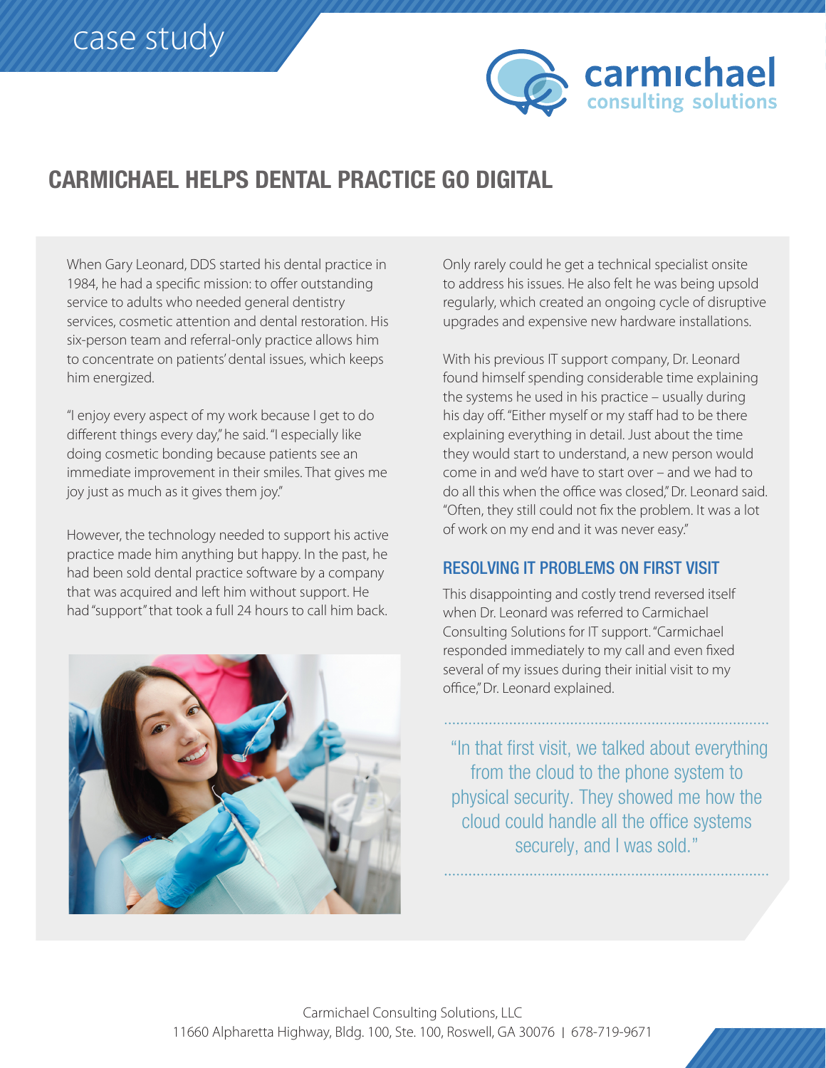case study

carmichael consulting solutions

# CARMICHAEL HELPS DENTAL PRACTICE GO DIGITAL

When Gary Leonard, DDS started his dental practice in 1984, he had a specific mission: to offer outstanding service to adults who needed general dentistry services, cosmetic attention and dental restoration. His six-person team and referral-only practice allows him to concentrate on patients' dental issues, which keeps him energized.

"I enjoy every aspect of my work because I get to do different things every day," he said. "I especially like doing cosmetic bonding because patients see an immediate improvement in their smiles. That gives me joy just as much as it gives them joy."

However, the technology needed to support his active practice made him anything but happy. In the past, he had been sold dental practice software by a company that was acquired and left him without support. He had "support" that took a full 24 hours to call him back.

Only rarely could he get a technical specialist onsite to address his issues. He also felt he was being upsold regularly, which created an ongoing cycle of disruptive upgrades and expensive new hardware installations.

With his previous IT support company, Dr. Leonard found himself spending considerable time explaining the systems he used in his practice – usually during his day off. "Either myself or my staff had to be there explaining everything in detail. Just about the time they would start to understand, a new person would come in and we'd have to start over – and we had to do all this when the office was closed," Dr. Leonard said. "Often, they still could not fix the problem. It was a lot of work on my end and it was never easy."

## RESOLVING IT PROBLEMS ON FIRST VISIT

This disappointing and costly trend reversed itself when Dr. Leonard was referred to Carmichael Consulting Solutions for IT support. "Carmichael responded immediately to my call and even fixed several of my issues during their initial visit to my office," Dr. Leonard explained.

> "In that first visit, we talked about everything from the cloud to the phone system to physical security. They showed me how the cloud could handle all the office systems securely, and I was sold."

Carmichael Consulting Solutions, LLC
11660 Alpharetta Highway, Bldg. 100, Ste. 100, Roswell, GA 30076 | 678-719-9671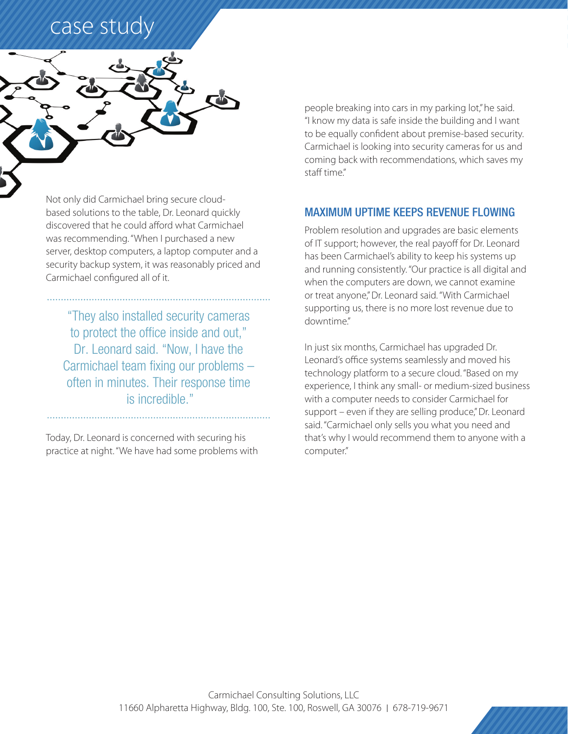Not only did Carmichael bring secure cloud-based solutions to the table, Dr. Leonard quickly discovered that he could afford what Carmichael was recommending. "When I purchased a new server, desktop computers, a laptop computer and a security backup system, it was reasonably priced and Carmichael configured all of it.

> "They also installed security cameras to protect the office inside and out," Dr. Leonard said. "Now, I have the Carmichael team fixing our problems – often in minutes. Their response time is incredible."

Today, Dr. Leonard is concerned with securing his practice at night. "We have had some problems with people breaking into cars in my parking lot," he said. "I know my data is safe inside the building and I want to be equally confident about premise-based security. Carmichael is looking into security cameras for us and coming back with recommendations, which saves my staff time."

## MAXIMUM UPTIME KEEPS REVENUE FLOWING

Problem resolution and upgrades are basic elements of IT support; however, the real payoff for Dr. Leonard has been Carmichael's ability to keep his systems up and running consistently. "Our practice is all digital and when the computers are down, we cannot examine or treat anyone," Dr. Leonard said. "With Carmichael supporting us, there is no more lost revenue due to downtime."

In just six months, Carmichael has upgraded Dr. Leonard's office systems seamlessly and moved his technology platform to a secure cloud. "Based on my experience, I think any small- or medium-sized business with a computer needs to consider Carmichael for support – even if they are selling produce," Dr. Leonard said. "Carmichael only sells you what you need and that's why I would recommend them to anyone with a computer."

Carmichael Consulting Solutions, LLC
11660 Alpharetta Highway, Bldg. 100, Ste. 100, Roswell, GA 30076 | 678-719-9671